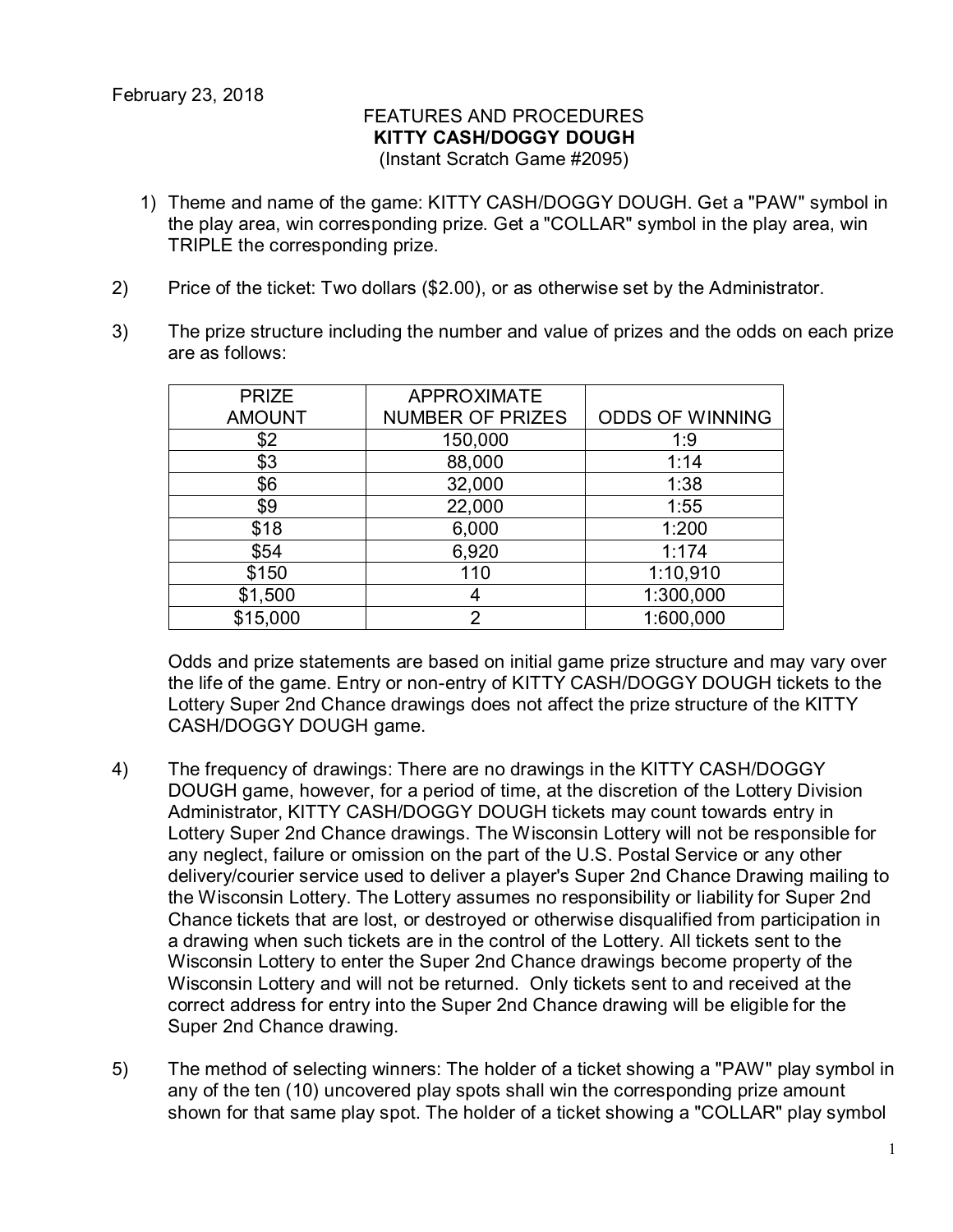February 23, 2018

FEATURES AND PROCEDURES
**KITTY CASH/DOGGY DOUGH**
(Instant Scratch Game #2095)

1) Theme and name of the game: KITTY CASH/DOGGY DOUGH. Get a "PAW" symbol in the play area, win corresponding prize. Get a "COLLAR" symbol in the play area, win TRIPLE the corresponding prize.

2) Price of the ticket: Two dollars ($2.00), or as otherwise set by the Administrator.

3) The prize structure including the number and value of prizes and the odds on each prize are as follows:

| PRIZE AMOUNT | APPROXIMATE NUMBER OF PRIZES | ODDS OF WINNING |
|---|---|---|
| $2 | 150,000 | 1:9 |
| $3 | 88,000 | 1:14 |
| $6 | 32,000 | 1:38 |
| $9 | 22,000 | 1:55 |
| $18 | 6,000 | 1:200 |
| $54 | 6,920 | 1:174 |
| $150 | 110 | 1:10,910 |
| $1,500 | 4 | 1:300,000 |
| $15,000 | 2 | 1:600,000 |

Odds and prize statements are based on initial game prize structure and may vary over the life of the game. Entry or non-entry of KITTY CASH/DOGGY DOUGH tickets to the Lottery Super 2nd Chance drawings does not affect the prize structure of the KITTY CASH/DOGGY DOUGH game.

4) The frequency of drawings: There are no drawings in the KITTY CASH/DOGGY DOUGH game, however, for a period of time, at the discretion of the Lottery Division Administrator, KITTY CASH/DOGGY DOUGH tickets may count towards entry in Lottery Super 2nd Chance drawings. The Wisconsin Lottery will not be responsible for any neglect, failure or omission on the part of the U.S. Postal Service or any other delivery/courier service used to deliver a player's Super 2nd Chance Drawing mailing to the Wisconsin Lottery. The Lottery assumes no responsibility or liability for Super 2nd Chance tickets that are lost, or destroyed or otherwise disqualified from participation in a drawing when such tickets are in the control of the Lottery. All tickets sent to the Wisconsin Lottery to enter the Super 2nd Chance drawings become property of the Wisconsin Lottery and will not be returned. Only tickets sent to and received at the correct address for entry into the Super 2nd Chance drawing will be eligible for the Super 2nd Chance drawing.

5) The method of selecting winners: The holder of a ticket showing a "PAW" play symbol in any of the ten (10) uncovered play spots shall win the corresponding prize amount shown for that same play spot. The holder of a ticket showing a "COLLAR" play symbol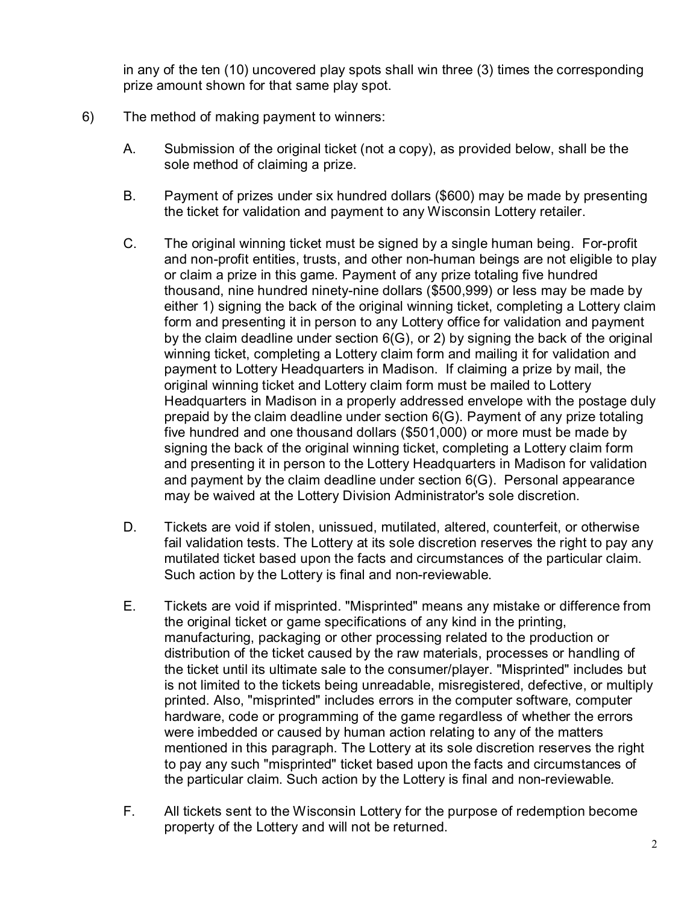in any of the ten (10) uncovered play spots shall win three (3) times the corresponding prize amount shown for that same play spot.

6) The method of making payment to winners:

A. Submission of the original ticket (not a copy), as provided below, shall be the sole method of claiming a prize.

B. Payment of prizes under six hundred dollars ($600) may be made by presenting the ticket for validation and payment to any Wisconsin Lottery retailer.

C. The original winning ticket must be signed by a single human being. For-profit and non-profit entities, trusts, and other non-human beings are not eligible to play or claim a prize in this game. Payment of any prize totaling five hundred thousand, nine hundred ninety-nine dollars ($500,999) or less may be made by either 1) signing the back of the original winning ticket, completing a Lottery claim form and presenting it in person to any Lottery office for validation and payment by the claim deadline under section 6(G), or 2) by signing the back of the original winning ticket, completing a Lottery claim form and mailing it for validation and payment to Lottery Headquarters in Madison. If claiming a prize by mail, the original winning ticket and Lottery claim form must be mailed to Lottery Headquarters in Madison in a properly addressed envelope with the postage duly prepaid by the claim deadline under section 6(G). Payment of any prize totaling five hundred and one thousand dollars ($501,000) or more must be made by signing the back of the original winning ticket, completing a Lottery claim form and presenting it in person to the Lottery Headquarters in Madison for validation and payment by the claim deadline under section 6(G). Personal appearance may be waived at the Lottery Division Administrator's sole discretion.

D. Tickets are void if stolen, unissued, mutilated, altered, counterfeit, or otherwise fail validation tests. The Lottery at its sole discretion reserves the right to pay any mutilated ticket based upon the facts and circumstances of the particular claim. Such action by the Lottery is final and non-reviewable.

E. Tickets are void if misprinted. "Misprinted" means any mistake or difference from the original ticket or game specifications of any kind in the printing, manufacturing, packaging or other processing related to the production or distribution of the ticket caused by the raw materials, processes or handling of the ticket until its ultimate sale to the consumer/player. "Misprinted" includes but is not limited to the tickets being unreadable, misregistered, defective, or multiply printed. Also, "misprinted" includes errors in the computer software, computer hardware, code or programming of the game regardless of whether the errors were imbedded or caused by human action relating to any of the matters mentioned in this paragraph. The Lottery at its sole discretion reserves the right to pay any such "misprinted" ticket based upon the facts and circumstances of the particular claim. Such action by the Lottery is final and non-reviewable.

F. All tickets sent to the Wisconsin Lottery for the purpose of redemption become property of the Lottery and will not be returned.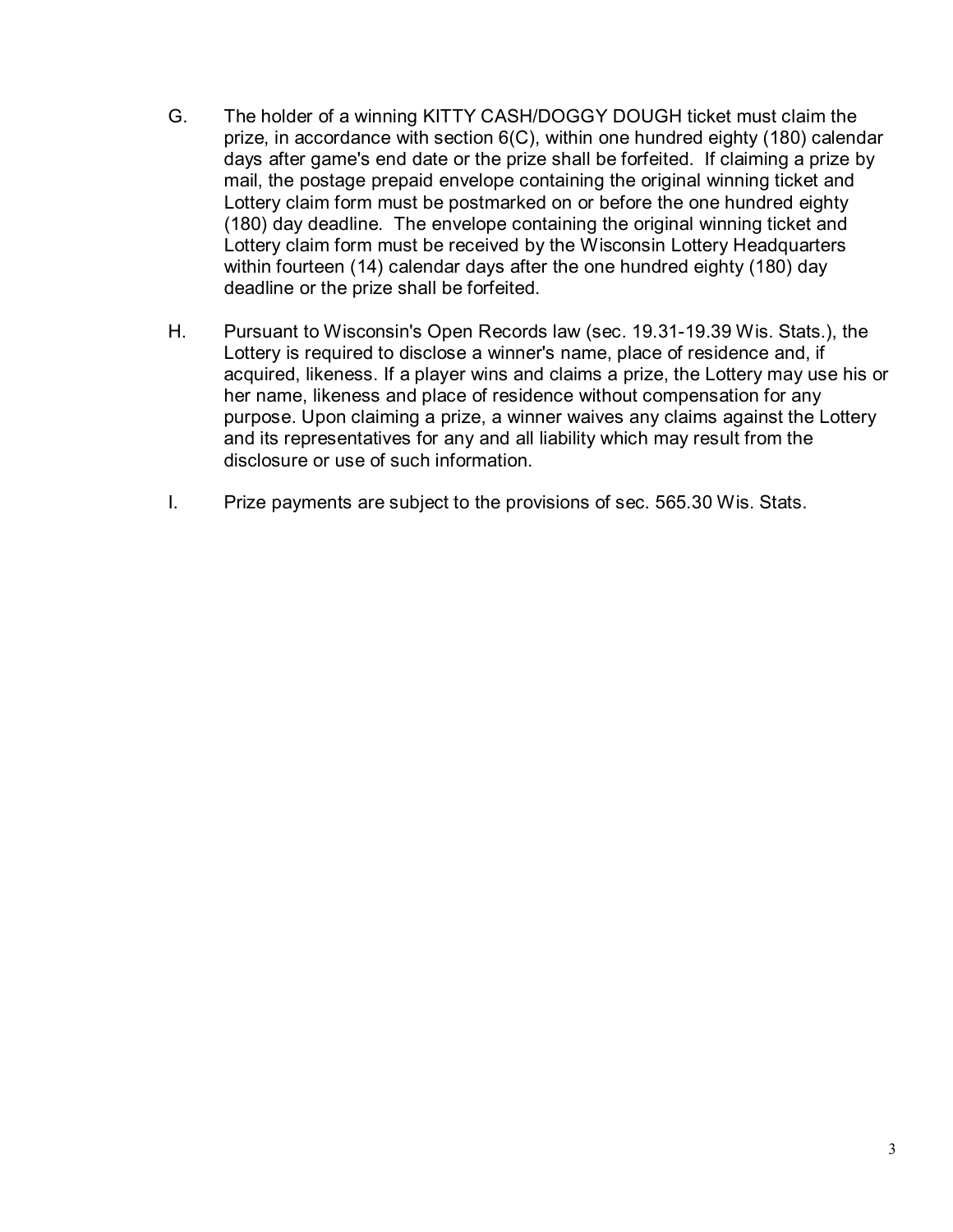G. The holder of a winning KITTY CASH/DOGGY DOUGH ticket must claim the prize, in accordance with section 6(C), within one hundred eighty (180) calendar days after game's end date or the prize shall be forfeited. If claiming a prize by mail, the postage prepaid envelope containing the original winning ticket and Lottery claim form must be postmarked on or before the one hundred eighty (180) day deadline. The envelope containing the original winning ticket and Lottery claim form must be received by the Wisconsin Lottery Headquarters within fourteen (14) calendar days after the one hundred eighty (180) day deadline or the prize shall be forfeited.

H. Pursuant to Wisconsin's Open Records law (sec. 19.31-19.39 Wis. Stats.), the Lottery is required to disclose a winner's name, place of residence and, if acquired, likeness. If a player wins and claims a prize, the Lottery may use his or her name, likeness and place of residence without compensation for any purpose. Upon claiming a prize, a winner waives any claims against the Lottery and its representatives for any and all liability which may result from the disclosure or use of such information.

I. Prize payments are subject to the provisions of sec. 565.30 Wis. Stats.